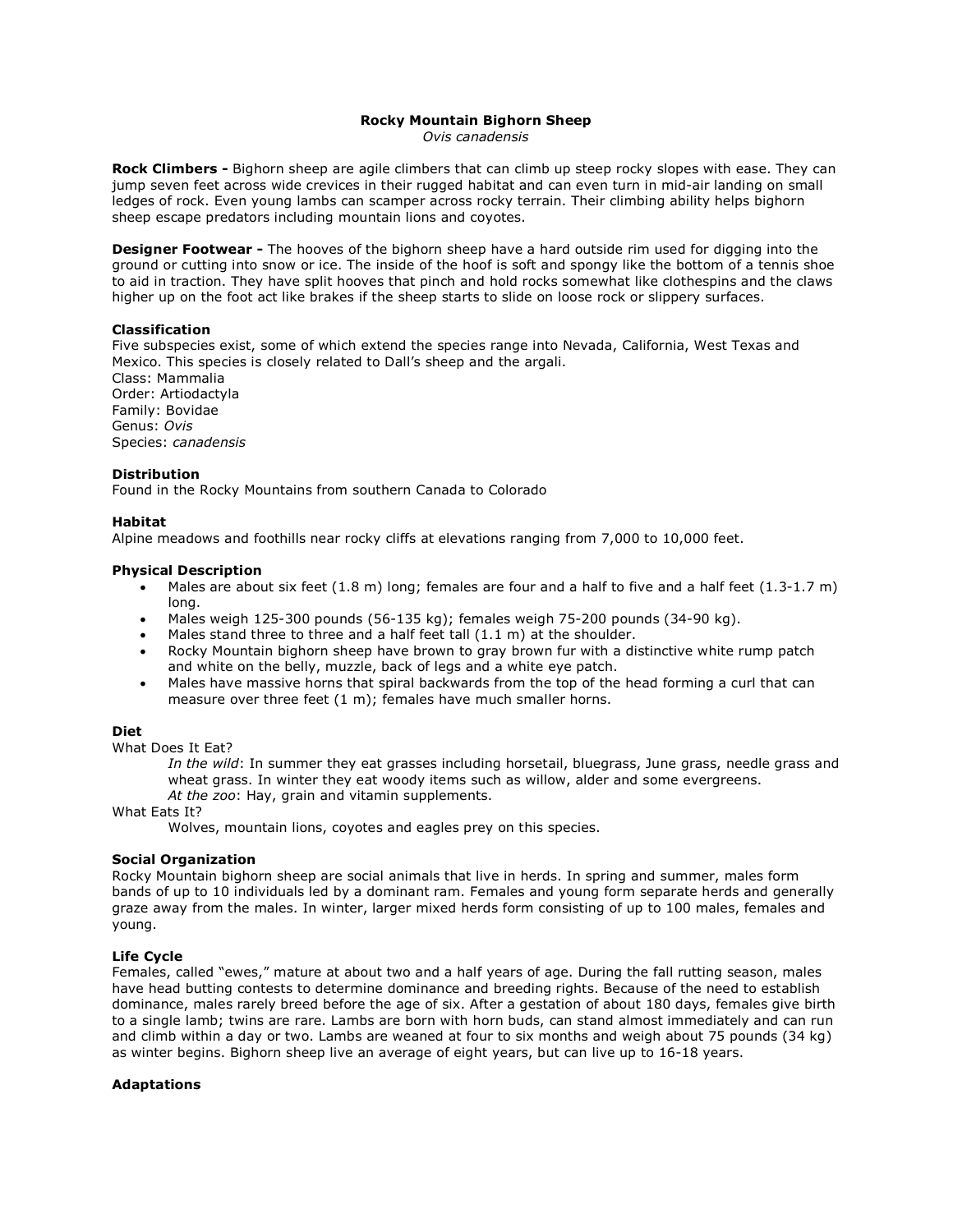# Rocky Mountain Bighorn Sheep

*Ovis canadensis*

**Rock Climbers -** Bighorn sheep are agile climbers that can climb up steep rocky slopes with ease. They can jump seven feet across wide crevices in their rugged habitat and can even turn in mid-air landing on small ledges of rock. Even young lambs can scamper across rocky terrain. Their climbing ability helps bighorn sheep escape predators including mountain lions and coyotes.

**Designer Footwear -** The hooves of the bighorn sheep have a hard outside rim used for digging into the ground or cutting into snow or ice. The inside of the hoof is soft and spongy like the bottom of a tennis shoe to aid in traction. They have split hooves that pinch and hold rocks somewhat like clothespins and the claws higher up on the foot act like brakes if the sheep starts to slide on loose rock or slippery surfaces.

### Classification

Five subspecies exist, some of which extend the species range into Nevada, California, West Texas and Mexico. This species is closely related to Dall's sheep and the argali.
Class: Mammalia
Order: Artiodactyla
Family: Bovidae
Genus: *Ovis*
Species: *canadensis*

### Distribution

Found in the Rocky Mountains from southern Canada to Colorado

### Habitat

Alpine meadows and foothills near rocky cliffs at elevations ranging from 7,000 to 10,000 feet.

### Physical Description

- Males are about six feet (1.8 m) long; females are four and a half to five and a half feet (1.3-1.7 m) long.
- Males weigh 125-300 pounds (56-135 kg); females weigh 75-200 pounds (34-90 kg).
- Males stand three to three and a half feet tall (1.1 m) at the shoulder.
- Rocky Mountain bighorn sheep have brown to gray brown fur with a distinctive white rump patch and white on the belly, muzzle, back of legs and a white eye patch.
- Males have massive horns that spiral backwards from the top of the head forming a curl that can measure over three feet (1 m); females have much smaller horns.

### Diet

What Does It Eat?

*In the wild*: In summer they eat grasses including horsetail, bluegrass, June grass, needle grass and wheat grass. In winter they eat woody items such as willow, alder and some evergreens.
*At the zoo*: Hay, grain and vitamin supplements.

What Eats It?

Wolves, mountain lions, coyotes and eagles prey on this species.

### Social Organization

Rocky Mountain bighorn sheep are social animals that live in herds. In spring and summer, males form bands of up to 10 individuals led by a dominant ram. Females and young form separate herds and generally graze away from the males. In winter, larger mixed herds form consisting of up to 100 males, females and young.

### Life Cycle

Females, called "ewes," mature at about two and a half years of age. During the fall rutting season, males have head butting contests to determine dominance and breeding rights. Because of the need to establish dominance, males rarely breed before the age of six. After a gestation of about 180 days, females give birth to a single lamb; twins are rare. Lambs are born with horn buds, can stand almost immediately and can run and climb within a day or two. Lambs are weaned at four to six months and weigh about 75 pounds (34 kg) as winter begins. Bighorn sheep live an average of eight years, but can live up to 16-18 years.

### Adaptations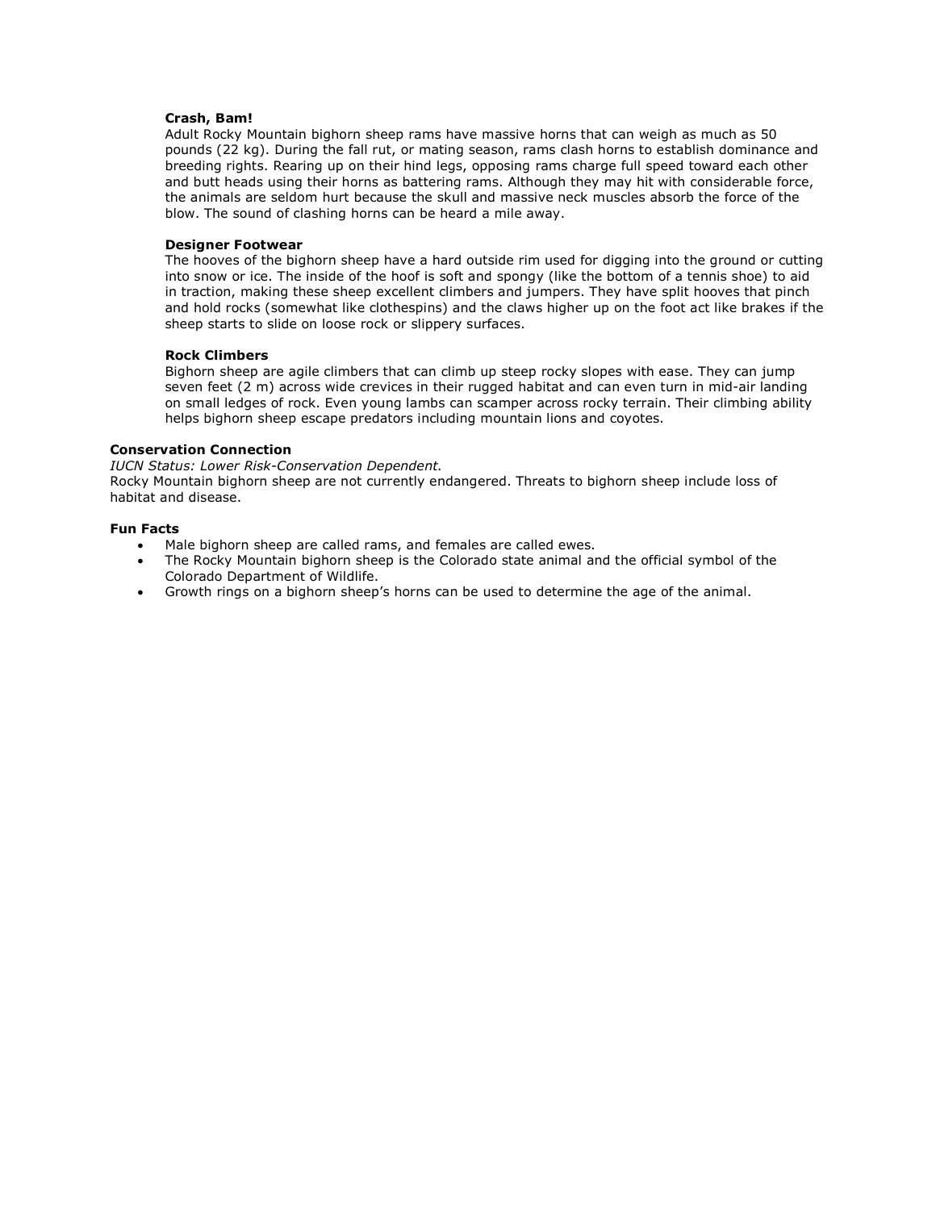**Crash, Bam!**
Adult Rocky Mountain bighorn sheep rams have massive horns that can weigh as much as 50 pounds (22 kg). During the fall rut, or mating season, rams clash horns to establish dominance and breeding rights. Rearing up on their hind legs, opposing rams charge full speed toward each other and butt heads using their horns as battering rams. Although they may hit with considerable force, the animals are seldom hurt because the skull and massive neck muscles absorb the force of the blow. The sound of clashing horns can be heard a mile away.

**Designer Footwear**
The hooves of the bighorn sheep have a hard outside rim used for digging into the ground or cutting into snow or ice. The inside of the hoof is soft and spongy (like the bottom of a tennis shoe) to aid in traction, making these sheep excellent climbers and jumpers. They have split hooves that pinch and hold rocks (somewhat like clothespins) and the claws higher up on the foot act like brakes if the sheep starts to slide on loose rock or slippery surfaces.

**Rock Climbers**
Bighorn sheep are agile climbers that can climb up steep rocky slopes with ease. They can jump seven feet (2 m) across wide crevices in their rugged habitat and can even turn in mid-air landing on small ledges of rock. Even young lambs can scamper across rocky terrain. Their climbing ability helps bighorn sheep escape predators including mountain lions and coyotes.

**Conservation Connection**
*IUCN Status: Lower Risk-Conservation Dependent.*
Rocky Mountain bighorn sheep are not currently endangered. Threats to bighorn sheep include loss of habitat and disease.

**Fun Facts**

- Male bighorn sheep are called rams, and females are called ewes.
- The Rocky Mountain bighorn sheep is the Colorado state animal and the official symbol of the Colorado Department of Wildlife.
- Growth rings on a bighorn sheep's horns can be used to determine the age of the animal.